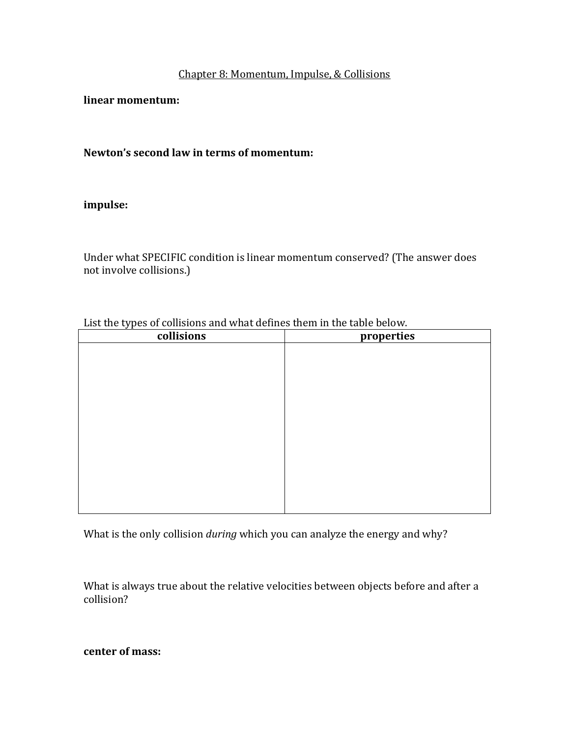Chapter 8: Momentum, Impulse, & Collisions

**linear momentum:**

**Newton's second law in terms of momentum:**

**impulse:**

Under what SPECIFIC condition is linear momentum conserved? (The answer does not involve collisions.)

List the types of collisions and what defines them in the table below.

| collisions | properties |
|---|---|
| | |

What is the only collision *during* which you can analyze the energy and why?

What is always true about the relative velocities between objects before and after a collision?

**center of mass:**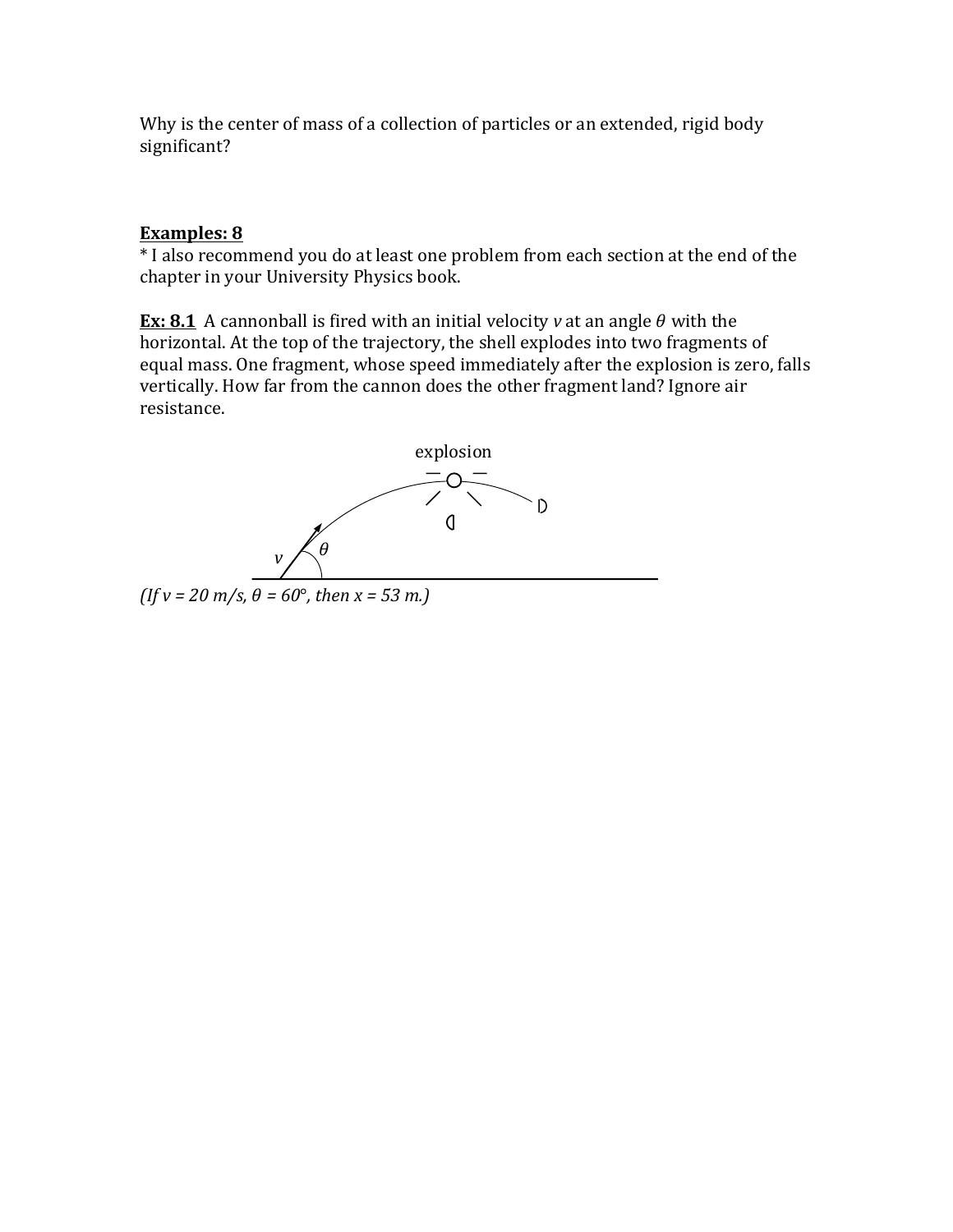Why is the center of mass of a collection of particles or an extended, rigid body significant?

**Examples: 8**

* I also recommend you do at least one problem from each section at the end of the chapter in your University Physics book.

**Ex: 8.1** A cannonball is fired with an initial velocity $v$ at an angle $\theta$ with the horizontal. At the top of the trajectory, the shell explodes into two fragments of equal mass. One fragment, whose speed immediately after the explosion is zero, falls vertically. How far from the cannon does the other fragment land? Ignore air resistance.

*(If v = 20 m/s, $\theta$ = 60°, then x = 53 m.)*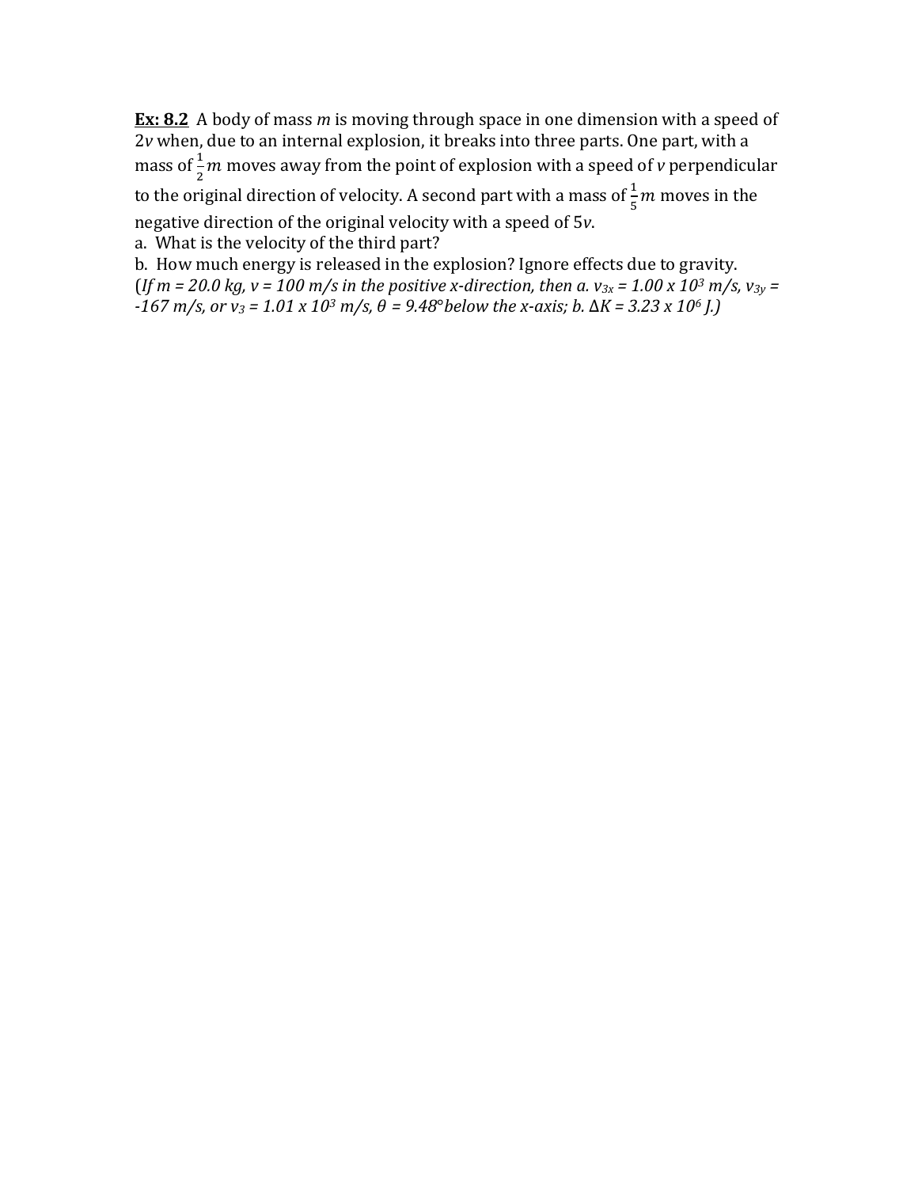**Ex: 8.2** A body of mass $m$ is moving through space in one dimension with a speed of $2v$ when, due to an internal explosion, it breaks into three parts. One part, with a mass of $\frac{1}{2}m$ moves away from the point of explosion with a speed of $v$ perpendicular to the original direction of velocity. A second part with a mass of $\frac{1}{5}m$ moves in the negative direction of the original velocity with a speed of $5v$.

a. What is the velocity of the third part?

b. How much energy is released in the explosion? Ignore effects due to gravity.

*(If $m$ = 20.0 kg, $v$ = 100 m/s in the positive x-direction, then a. $v_{3x} = 1.00 \times 10^3$ m/s, $v_{3y}$ = -167 m/s, or $v_3 = 1.01 \times 10^3$ m/s, $\theta$ = 9.48°below the x-axis; b. $\Delta K = 3.23 \times 10^6$ J.)*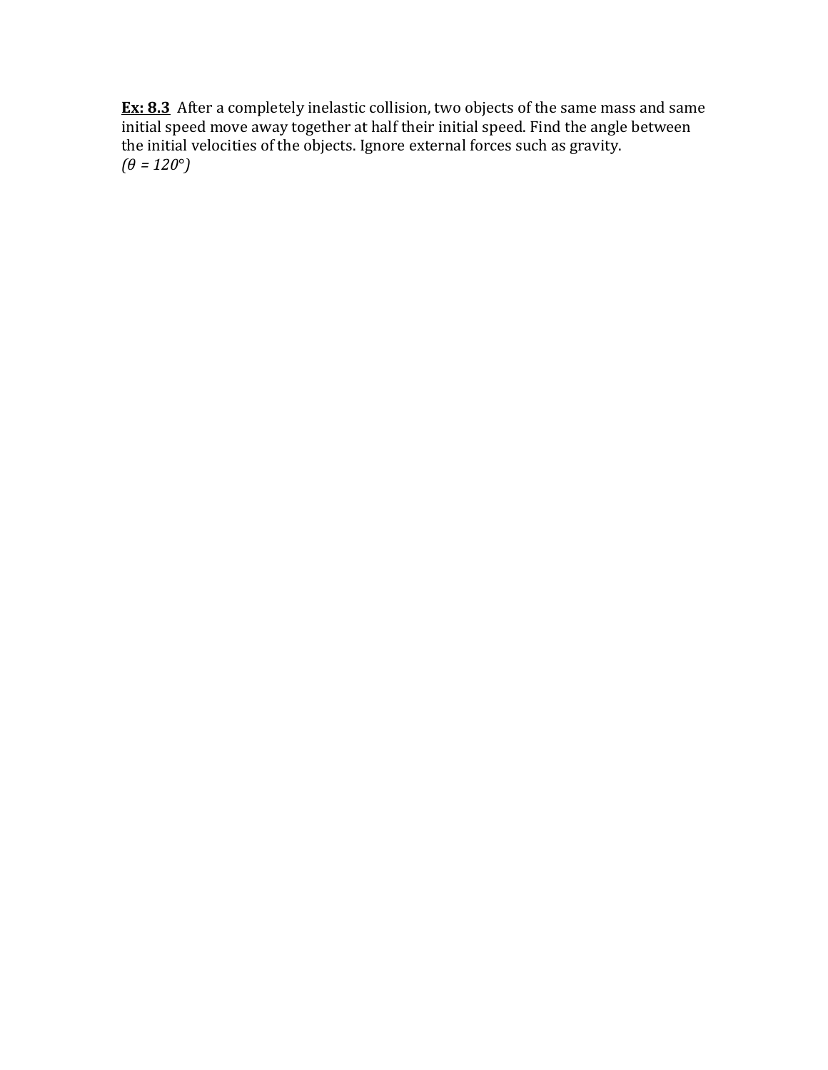<u>**Ex: 8.3**</u> After a completely inelastic collision, two objects of the same mass and same initial speed move away together at half their initial speed. Find the angle between the initial velocities of the objects. Ignore external forces such as gravity.
*($\theta$ = 120°)*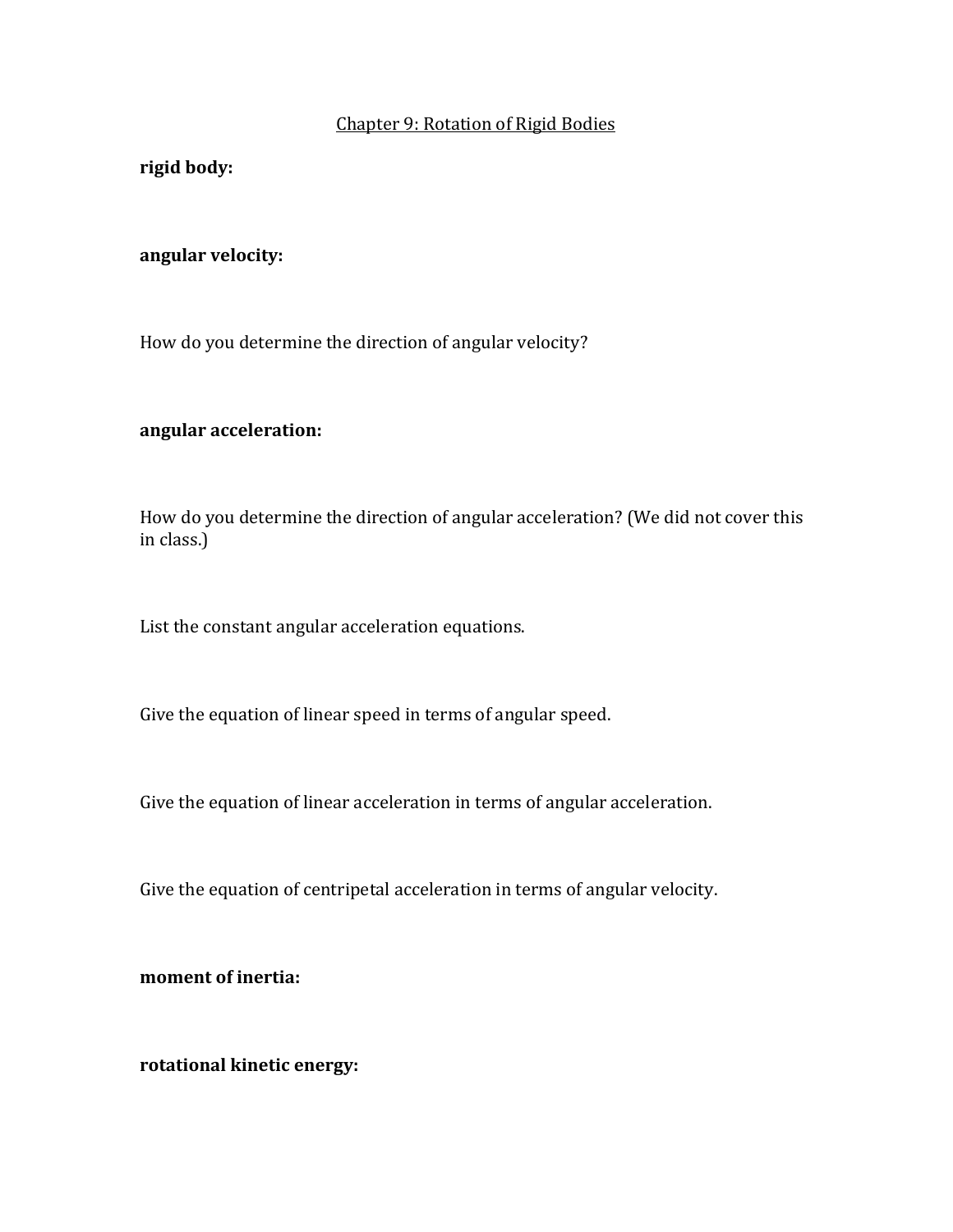Chapter 9: Rotation of Rigid Bodies

**rigid body:**

**angular velocity:**

How do you determine the direction of angular velocity?

**angular acceleration:**

How do you determine the direction of angular acceleration? (We did not cover this in class.)

List the constant angular acceleration equations.

Give the equation of linear speed in terms of angular speed.

Give the equation of linear acceleration in terms of angular acceleration.

Give the equation of centripetal acceleration in terms of angular velocity.

**moment of inertia:**

**rotational kinetic energy:**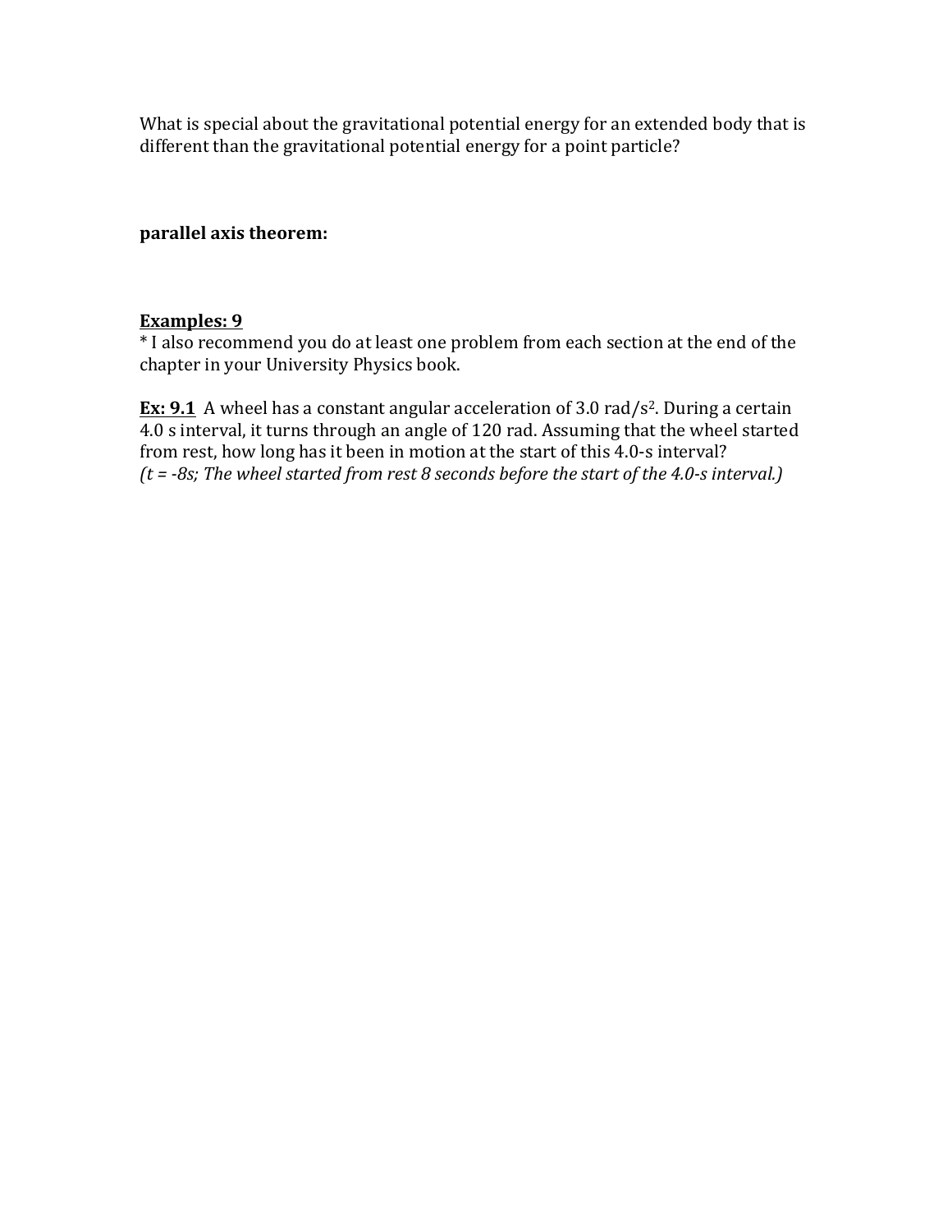What is special about the gravitational potential energy for an extended body that is different than the gravitational potential energy for a point particle?

**parallel axis theorem:**

**<u>Examples: 9</u>**

* I also recommend you do at least one problem from each section at the end of the chapter in your University Physics book.

**<u>Ex: 9.1</u>** A wheel has a constant angular acceleration of 3.0 rad/s$^2$. During a certain 4.0 s interval, it turns through an angle of 120 rad. Assuming that the wheel started from rest, how long has it been in motion at the start of this 4.0-s interval?
*(t = -8s; The wheel started from rest 8 seconds before the start of the 4.0-s interval.)*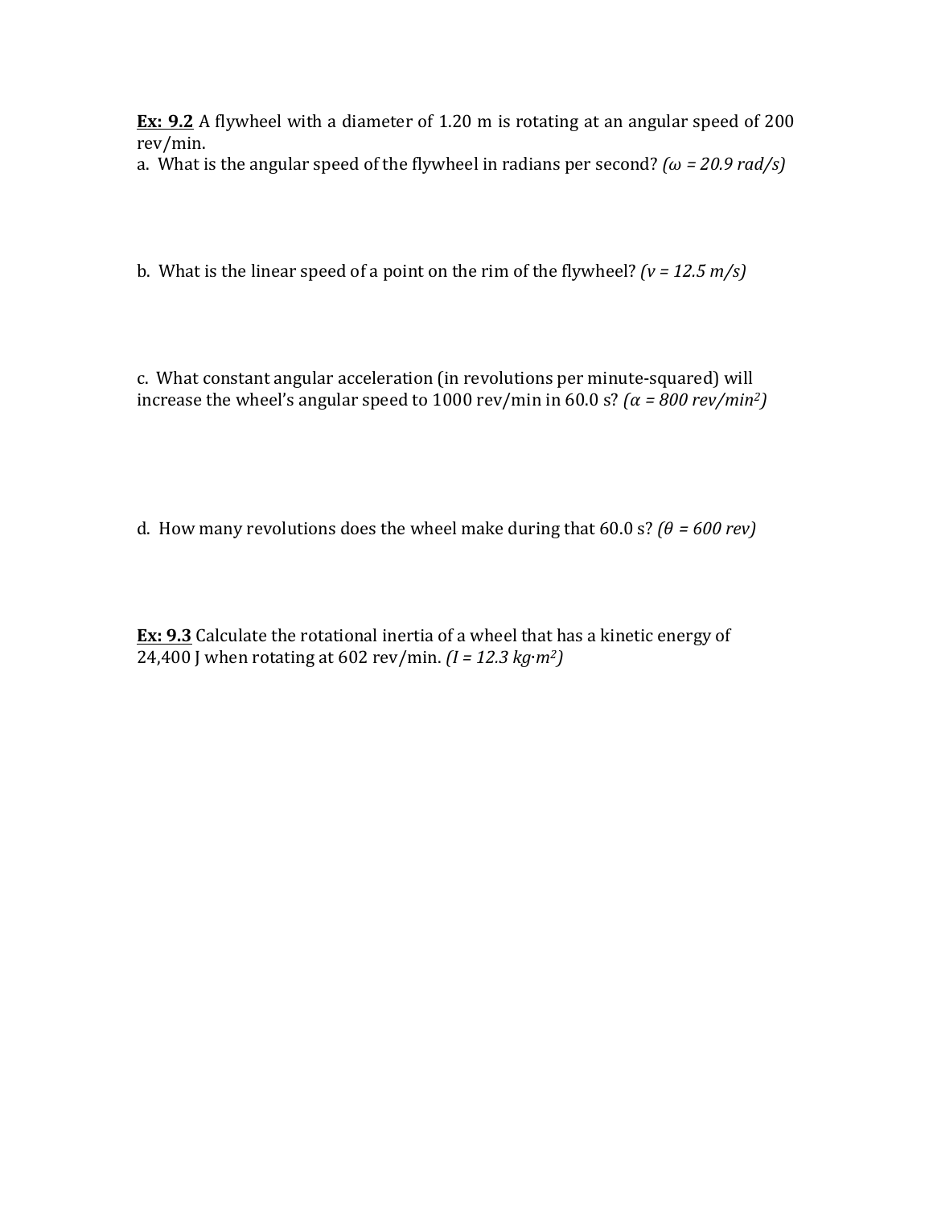**<u>Ex: 9.2</u>** A flywheel with a diameter of 1.20 m is rotating at an angular speed of 200 rev/min.

a. What is the angular speed of the flywheel in radians per second? *($\omega$ = 20.9 rad/s)*

b. What is the linear speed of a point on the rim of the flywheel? *($v$ = 12.5 m/s)*

c. What constant angular acceleration (in revolutions per minute-squared) will increase the wheel's angular speed to 1000 rev/min in 60.0 s? *($\alpha$ = 800 rev/min$^2$)*

d. How many revolutions does the wheel make during that 60.0 s? *($\theta$ = 600 rev)*

**<u>Ex: 9.3</u>** Calculate the rotational inertia of a wheel that has a kinetic energy of 24,400 J when rotating at 602 rev/min. *($I$ = 12.3 kg·m$^2$)*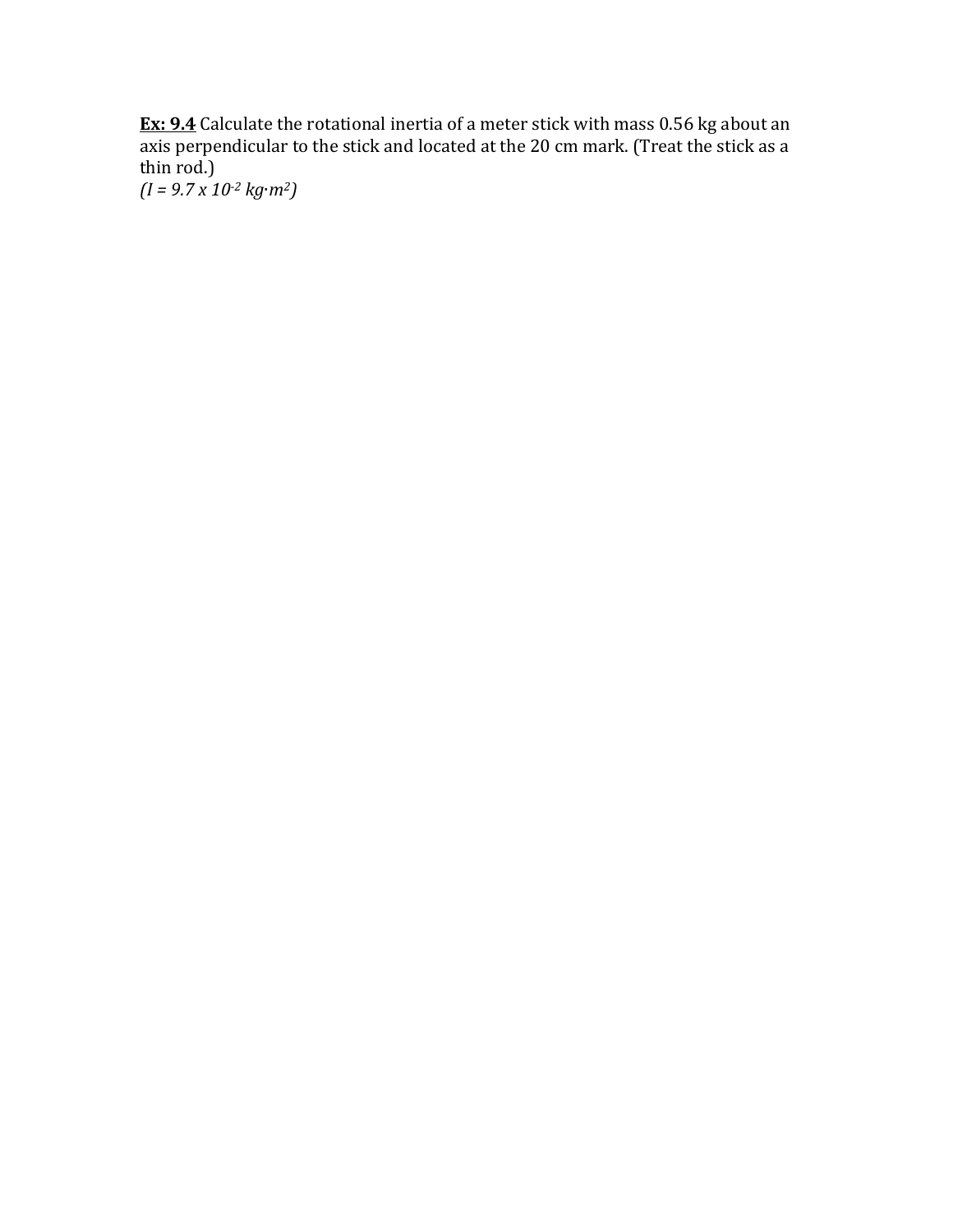**Ex: 9.4** Calculate the rotational inertia of a meter stick with mass 0.56 kg about an axis perpendicular to the stick and located at the 20 cm mark. (Treat the stick as a thin rod.)
*($I = 9.7 \times 10^{-2}$ kg·m$^2$)*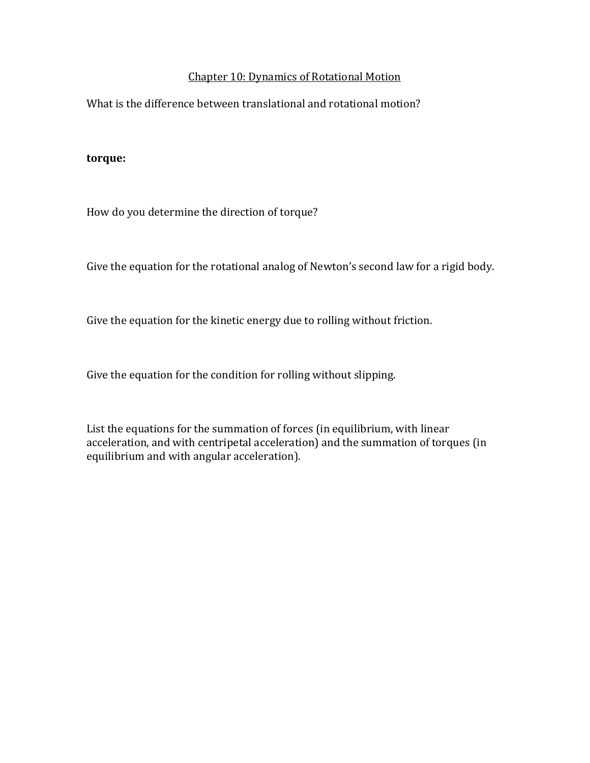## Chapter 10: Dynamics of Rotational Motion

What is the difference between translational and rotational motion?

**torque:**

How do you determine the direction of torque?

Give the equation for the rotational analog of Newton's second law for a rigid body.

Give the equation for the kinetic energy due to rolling without friction.

Give the equation for the condition for rolling without slipping.

List the equations for the summation of forces (in equilibrium, with linear acceleration, and with centripetal acceleration) and the summation of torques (in equilibrium and with angular acceleration).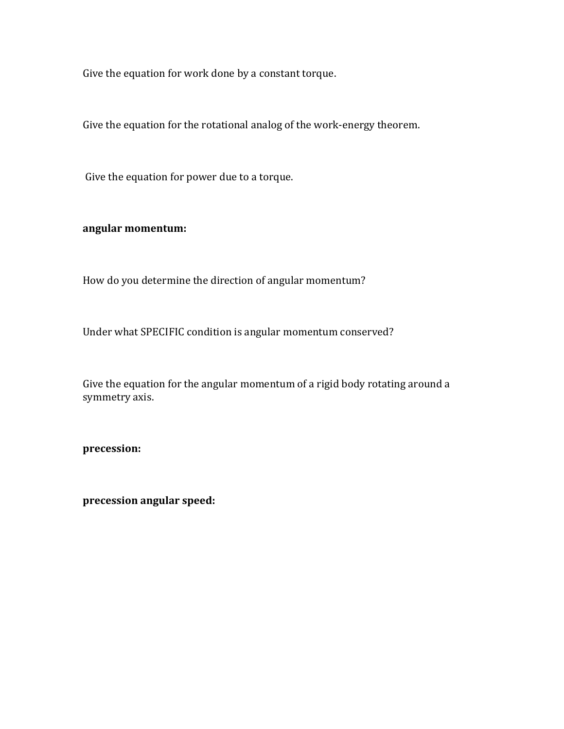Give the equation for work done by a constant torque.

Give the equation for the rotational analog of the work-energy theorem.

Give the equation for power due to a torque.

**angular momentum:**

How do you determine the direction of angular momentum?

Under what SPECIFIC condition is angular momentum conserved?

Give the equation for the angular momentum of a rigid body rotating around a symmetry axis.

**precession:**

**precession angular speed:**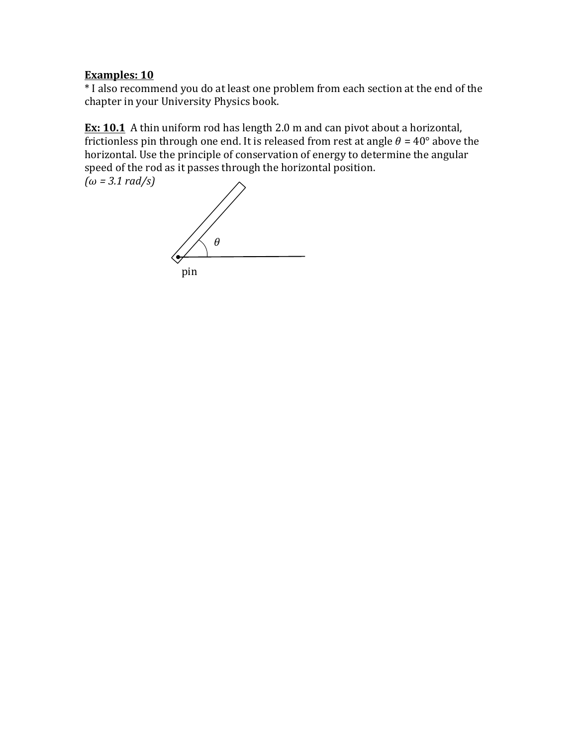**<u>Examples: 10</u>**

* I also recommend you do at least one problem from each section at the end of the chapter in your University Physics book.

**<u>Ex: 10.1</u>** A thin uniform rod has length 2.0 m and can pivot about a horizontal, frictionless pin through one end. It is released from rest at angle $\theta$ = 40° above the horizontal. Use the principle of conservation of energy to determine the angular speed of the rod as it passes through the horizontal position.

*($\omega$ = 3.1 rad/s)*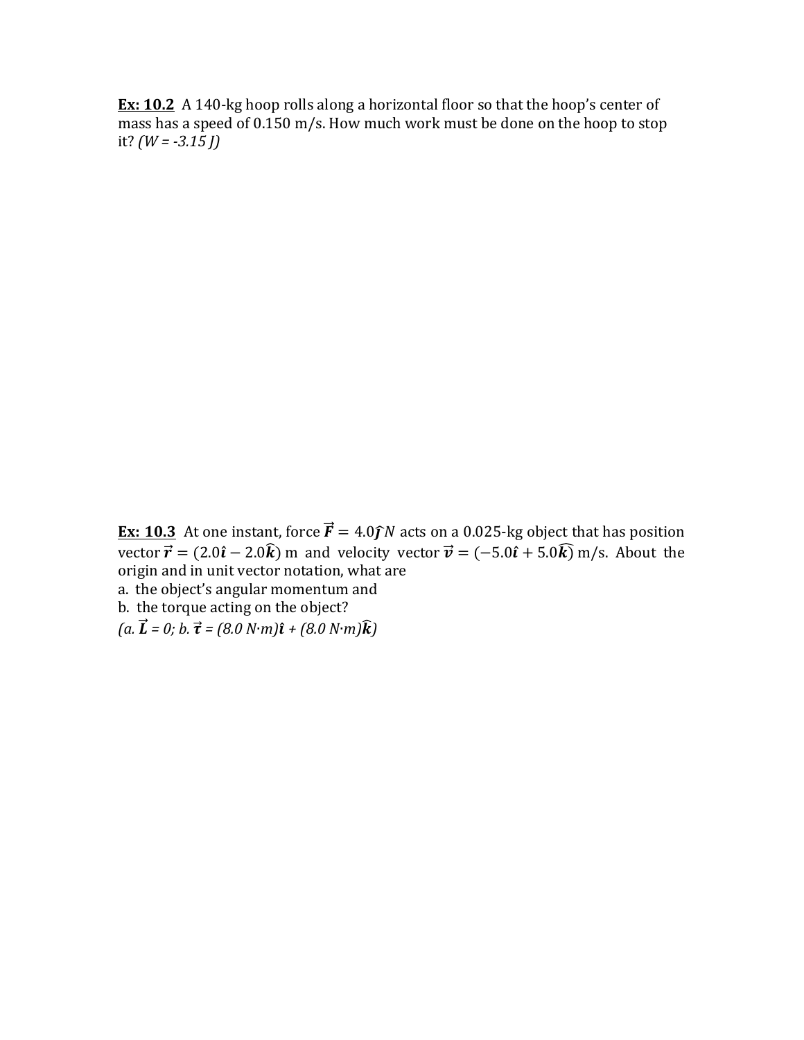**Ex: 10.2** A 140-kg hoop rolls along a horizontal floor so that the hoop's center of mass has a speed of 0.150 m/s. How much work must be done on the hoop to stop it? *(W = -3.15 J)*

**Ex: 10.3** At one instant, force $\vec{F} = 4.0\hat{j}\,N$ acts on a 0.025-kg object that has position vector $\vec{r} = (2.0\hat{\imath} - 2.0\hat{k})$ m and velocity vector $\vec{v} = (-5.0\hat{\imath} + 5.0\hat{k})$ m/s. About the origin and in unit vector notation, what are

a. the object's angular momentum and

b. the torque acting on the object?

*(a. $\vec{L}$ = 0; b. $\vec{\tau}$ = (8.0 N·m)$\hat{\imath}$ + (8.0 N·m)$\hat{k}$)*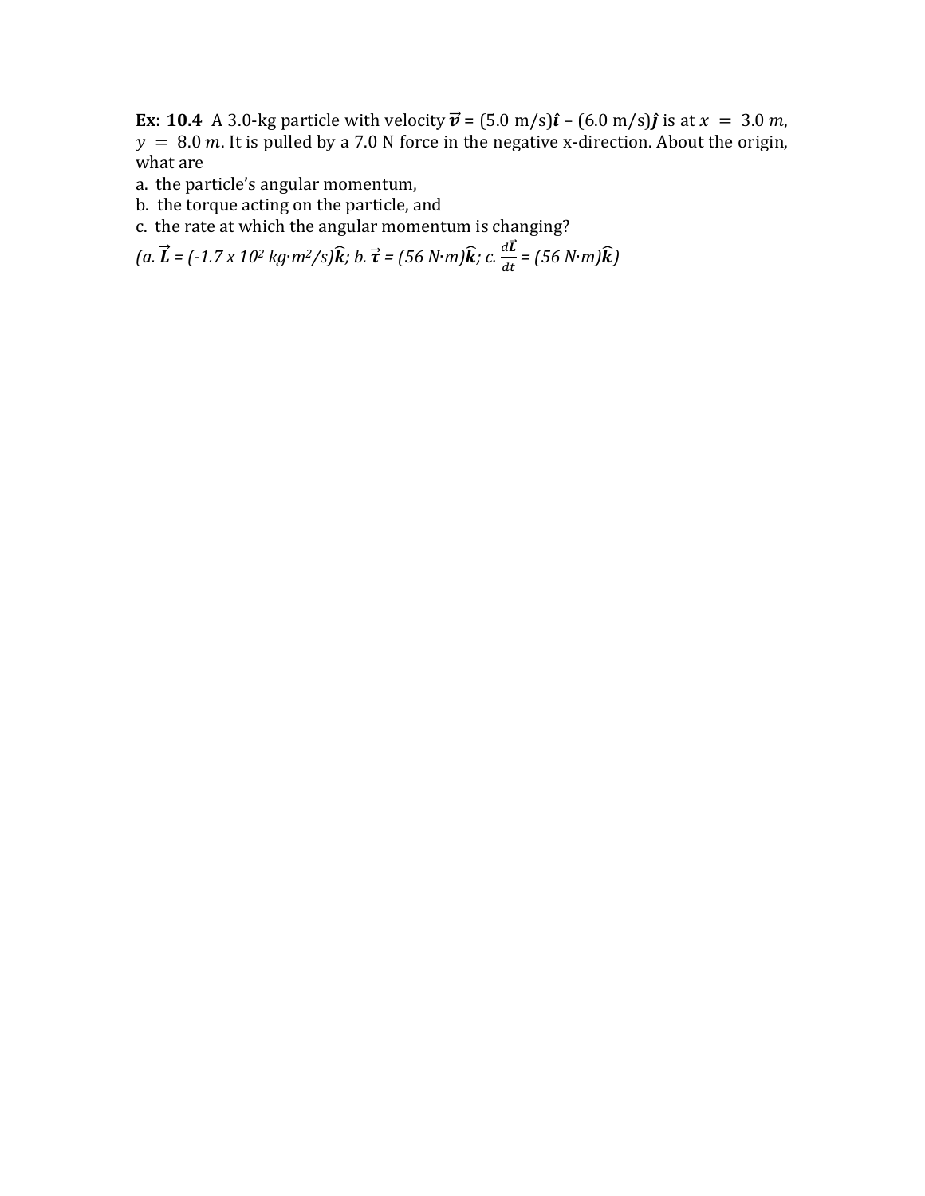**Ex: 10.4** A 3.0-kg particle with velocity $\vec{v}$ = (5.0 m/s)$\hat{\imath}$ – (6.0 m/s)$\hat{\jmath}$ is at $x = 3.0\ m$, $y = 8.0\ m$. It is pulled by a 7.0 N force in the negative x-direction. About the origin, what are

a. the particle's angular momentum,
b. the torque acting on the particle, and
c. the rate at which the angular momentum is changing?

*(a.* $\vec{L}$ *= (-1.7 x 10*$^2$ *kg·m*$^2$*/s)*$\widehat{\mathbf{k}}$*; b.* $\vec{\tau}$ *= (56 N·m)*$\widehat{\mathbf{k}}$*; c.* $\frac{d\vec{L}}{dt}$ *= (56 N·m)*$\widehat{\mathbf{k}}$*)*